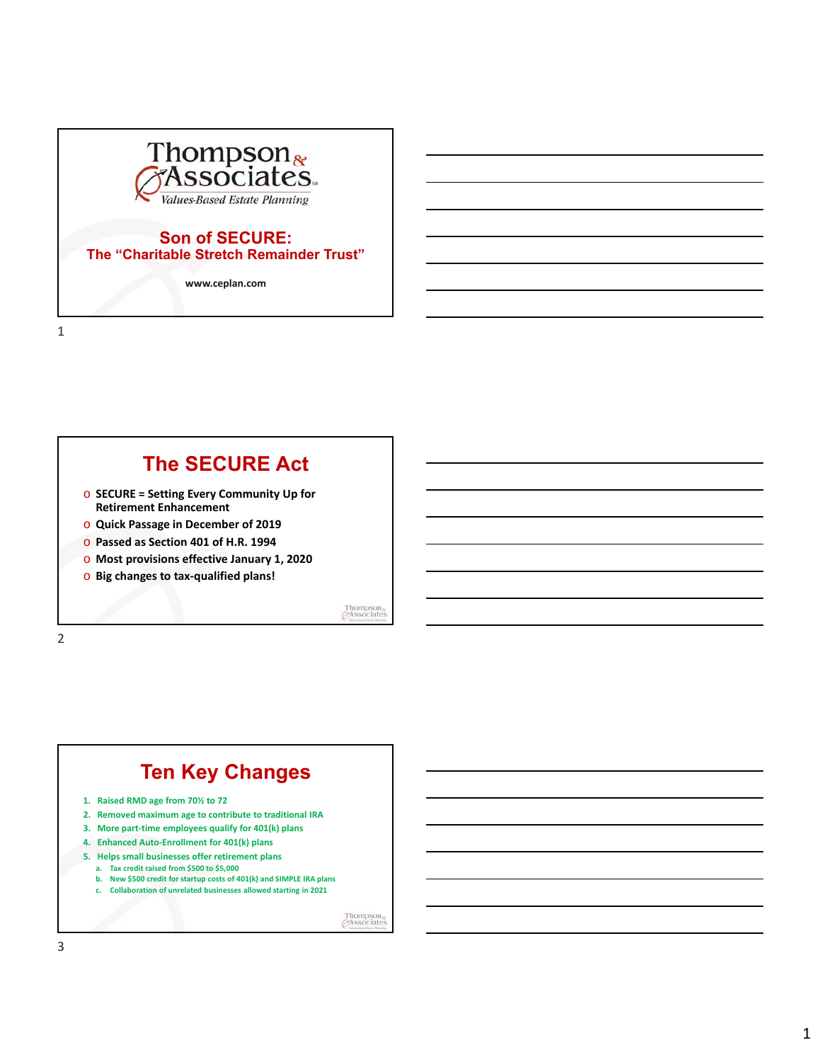Thompson & Associates

*Values-Based Estate Planning*

# Son of SECURE:
## The "Charitable Stretch Remainder Trust"

www.ceplan.com

## The SECURE Act

- **SECURE = Setting Every Community Up for Retirement Enhancement**
- **Quick Passage in December of 2019**
- **Passed as Section 401 of H.R. 1994**
- **Most provisions effective January 1, 2020**
- **Big changes to tax-qualified plans!**

## Ten Key Changes

1. Raised RMD age from 70½ to 72
2. Removed maximum age to contribute to traditional IRA
3. More part-time employees qualify for 401(k) plans
4. Enhanced Auto-Enrollment for 401(k) plans
5. Helps small businesses offer retirement plans
   a. Tax credit raised from $500 to $5,000
   b. New $500 credit for startup costs of 401(k) and SIMPLE IRA plans
   c. Collaboration of unrelated businesses allowed starting in 2021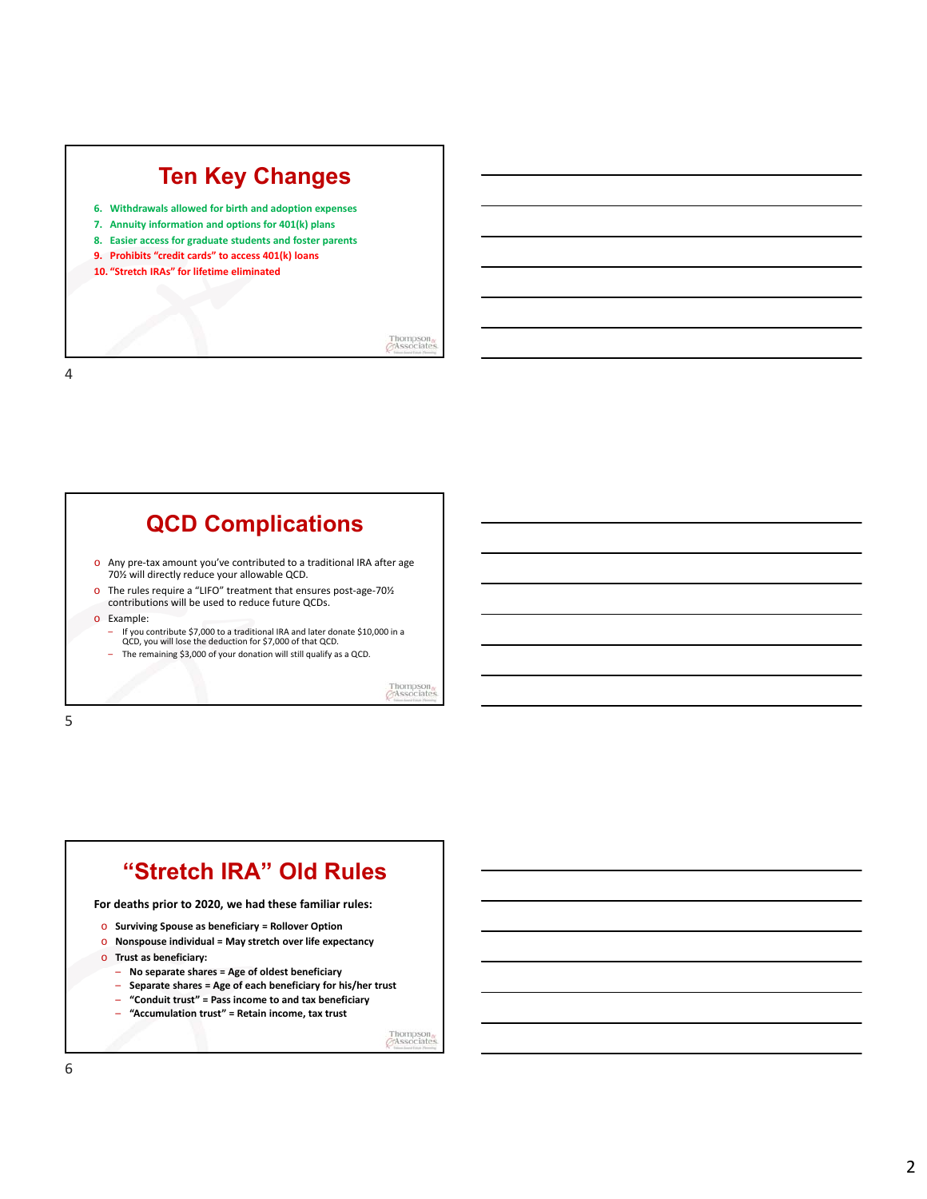## Ten Key Changes

6. Withdrawals allowed for birth and adoption expenses
7. Annuity information and options for 401(k) plans
8. Easier access for graduate students and foster parents
9. Prohibits "credit cards" to access 401(k) loans
10. "Stretch IRAs" for lifetime eliminated

## QCD Complications

- Any pre-tax amount you've contributed to a traditional IRA after age 70½ will directly reduce your allowable QCD.
- The rules require a "LIFO" treatment that ensures post-age-70½ contributions will be used to reduce future QCDs.
- Example:
  - If you contribute $7,000 to a traditional IRA and later donate $10,000 in a QCD, you will lose the deduction for $7,000 of that QCD.
  - The remaining $3,000 of your donation will still qualify as a QCD.

## "Stretch IRA" Old Rules

**For deaths prior to 2020, we had these familiar rules:**

- **Surviving Spouse as beneficiary = Rollover Option**
- **Nonspouse individual = May stretch over life expectancy**
- **Trust as beneficiary:**
  - **No separate shares = Age of oldest beneficiary**
  - **Separate shares = Age of each beneficiary for his/her trust**
  - **"Conduit trust" = Pass income to and tax beneficiary**
  - **"Accumulation trust" = Retain income, tax trust**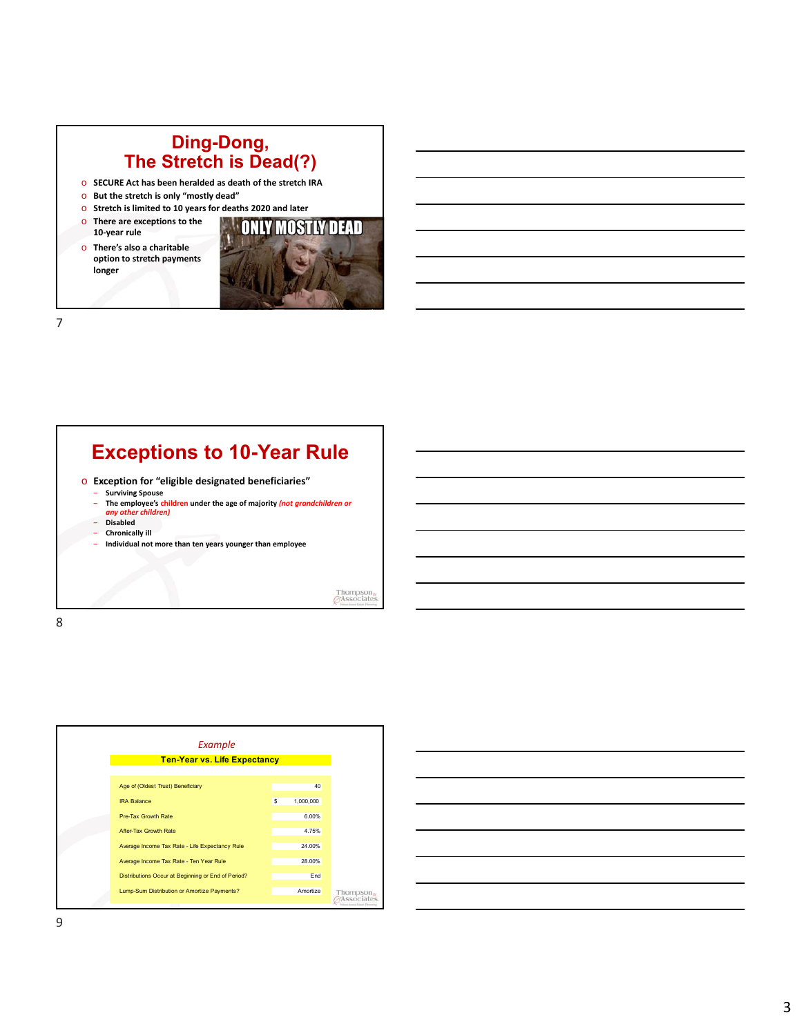## Ding-Dong, The Stretch is Dead(?)

- SECURE Act has been heralded as death of the stretch IRA
- But the stretch is only "mostly dead"
- Stretch is limited to 10 years for deaths 2020 and later
- There are exceptions to the 10-year rule
- There's also a charitable option to stretch payments longer

ONLY MOSTLY DEAD

## Exceptions to 10-Year Rule

- Exception for "eligible designated beneficiaries"
  - Surviving Spouse
  - The employee's children under the age of majority *(not grandchildren or any other children)*
  - Disabled
  - Chronically ill
  - Individual not more than ten years younger than employee

*Example*

**Ten-Year vs. Life Expectancy**

| | |
|---|---|
| Age of (Oldest Trust) Beneficiary | 40 |
| IRA Balance | $ 1,000,000 |
| Pre-Tax Growth Rate | 6.00% |
| After-Tax Growth Rate | 4.75% |
| Average Income Tax Rate - Life Expectancy Rule | 24.00% |
| Average Income Tax Rate - Ten Year Rule | 28.00% |
| Distributions Occur at Beginning or End of Period? | End |
| Lump-Sum Distribution or Amortize Payments? | Amortize |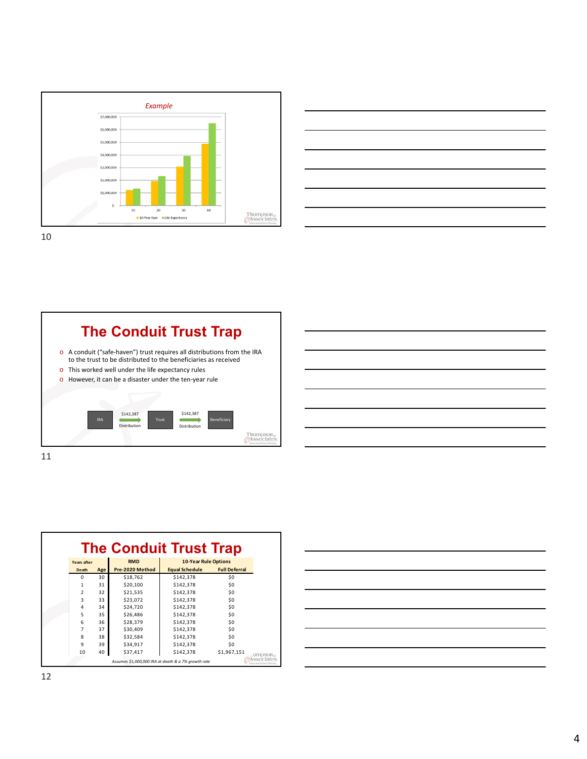## Example

| | 10-Year Rule | Life Expectancy |
|---|---|---|
| 10 | | |
| 20 | | |
| 30 | | |
| 40 | | |

## The Conduit Trust Trap

- A conduit ("safe-haven") trust requires all distributions from the IRA to the trust to be distributed to the beneficiaries as received
- This worked well under the life expectancy rules
- However, it can be a disaster under the ten-year rule

IRA → $142,387 Distribution → Trust → $142,387 Distribution → Beneficiary

## The Conduit Trust Trap

| Years after Death | Age | RMD Pre-2020 Method | 10-Year Rule Options Equal Schedule | Full Deferral |
|---|---|---|---|---|
| 0 | 30 | $18,762 | $142,378 | $0 |
| 1 | 31 | $20,100 | $142,378 | $0 |
| 2 | 32 | $21,535 | $142,378 | $0 |
| 3 | 33 | $23,072 | $142,378 | $0 |
| 4 | 34 | $24,720 | $142,378 | $0 |
| 5 | 35 | $26,486 | $142,378 | $0 |
| 6 | 36 | $28,379 | $142,378 | $0 |
| 7 | 37 | $30,409 | $142,378 | $0 |
| 8 | 38 | $32,584 | $142,378 | $0 |
| 9 | 39 | $34,917 | $142,378 | $0 |
| 10 | 40 | $37,417 | $142,378 | $1,967,151 |

*Assumes $1,000,000 IRA at death & a 7% growth rate*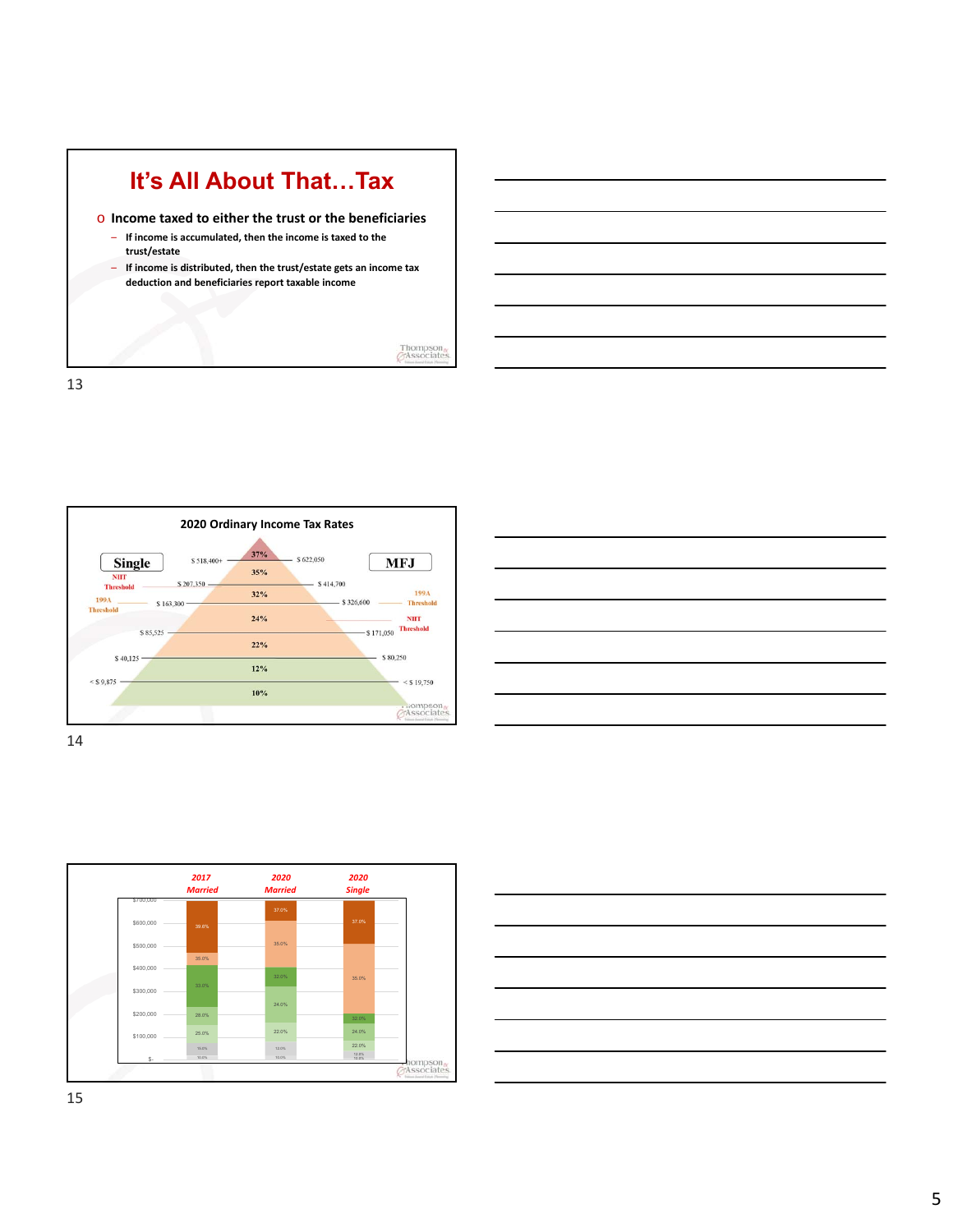## It's All About That…Tax

- Income taxed to either the trust or the beneficiaries
  - If income is accumulated, then the income is taxed to the trust/estate
  - If income is distributed, then the trust/estate gets an income tax deduction and beneficiaries report taxable income

13

### 2020 Ordinary Income Tax Rates

| Single | Rate | MFJ |
|---|---|---|
| $ 518,400+ | 37% | $ 622,050 |
| $ 207,350 (NIIT Threshold) | 35% | $ 414,700 |
| $ 163,300 (199A Threshold) | 32% | $ 326,600 (199A Threshold) |
| $ 85,525 | 24% | $ 171,050 (NIIT Threshold) |
| $ 40,125 | 22% | $ 80,250 |
| < $ 9,875 | 12% | < $ 19,750 |
| | 10% | |

14

| | 2017 Married | 2020 Married | 2020 Single |
|---|---|---|---|
| | 39.6% | 37.0% | 37.0% |
| | 35.0% | 35.0% | 35.0% |
| | 33.0% | 32.0% | 32.0% |
| | 28.0% | 24.0% | 24.0% |
| | 25.0% | 22.0% | 22.0% |
| | 15.0% | 12.0% | 12.0% |
| | 10.0% | 10.0% | 10.0% |

15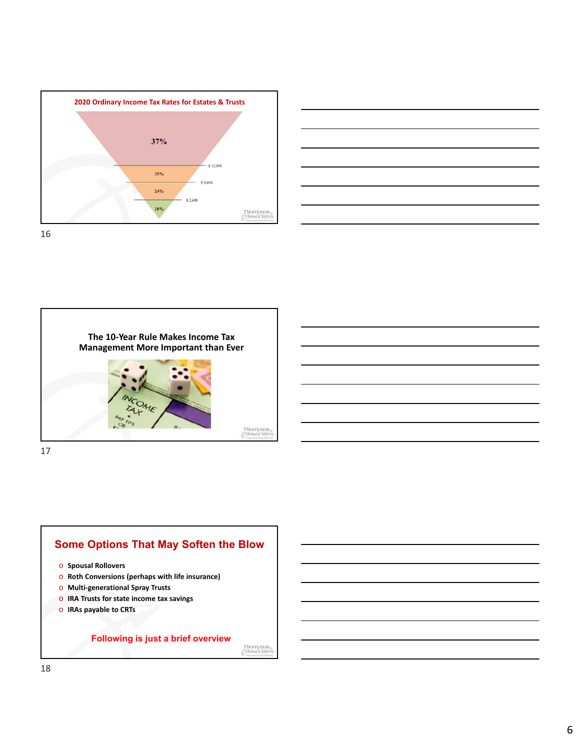## 2020 Ordinary Income Tax Rates for Estates & Trusts

| Rate | Threshold |
| --- | --- |
| 37% | $ 12,950 |
| 35% | $ 9,450 |
| 24% | $ 2,600 |
| 10% | |

## The 10-Year Rule Makes Income Tax Management More Important than Ever

## Some Options That May Soften the Blow

- **Spousal Rollovers**
- **Roth Conversions (perhaps with life insurance)**
- **Multi-generational Spray Trusts**
- **IRA Trusts for state income tax savings**
- **IRAs payable to CRTs**

**Following is just a brief overview**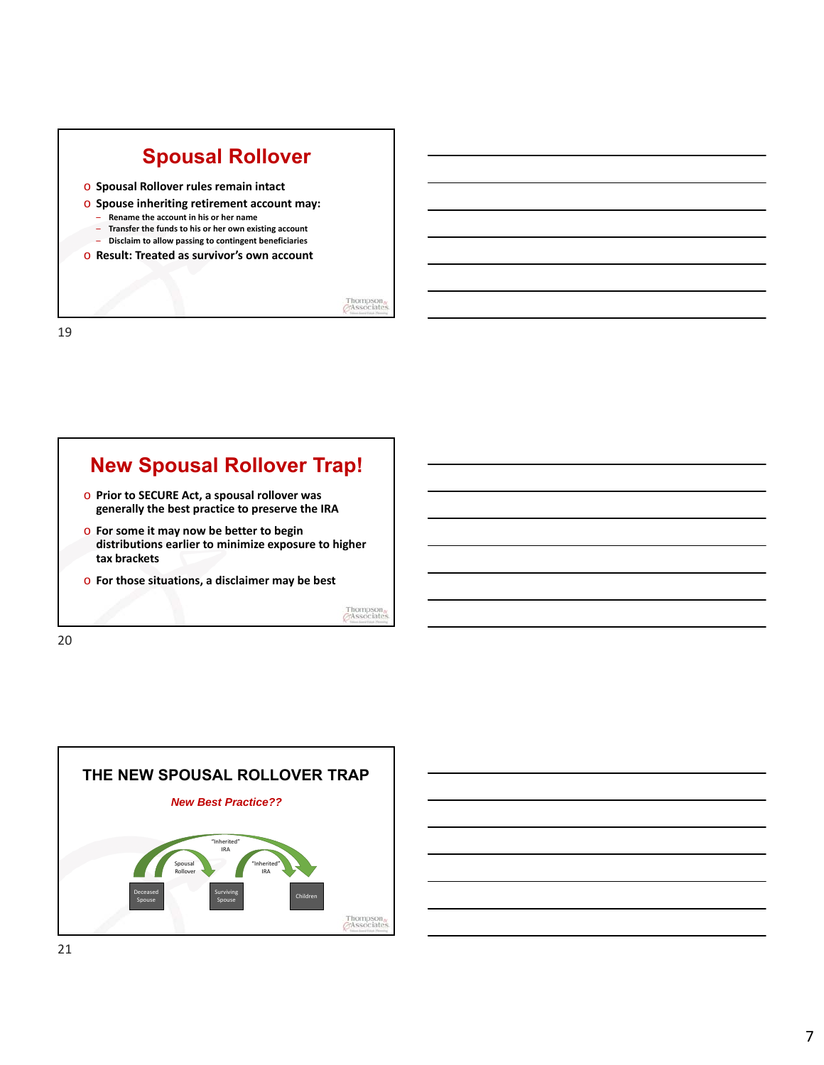## Spousal Rollover

- Spousal Rollover rules remain intact
- Spouse inheriting retirement account may:
  - Rename the account in his or her name
  - Transfer the funds to his or her own existing account
  - Disclaim to allow passing to contingent beneficiaries
- Result: Treated as survivor's own account

## New Spousal Rollover Trap!

- Prior to SECURE Act, a spousal rollover was generally the best practice to preserve the IRA
- For some it may now be better to begin distributions earlier to minimize exposure to higher tax brackets
- For those situations, a disclaimer may be best

## THE NEW SPOUSAL ROLLOVER TRAP

*New Best Practice??*

Deceased Spouse → Spousal Rollover → Surviving Spouse → "Inherited" IRA → Children

Deceased Spouse → "Inherited" IRA → Children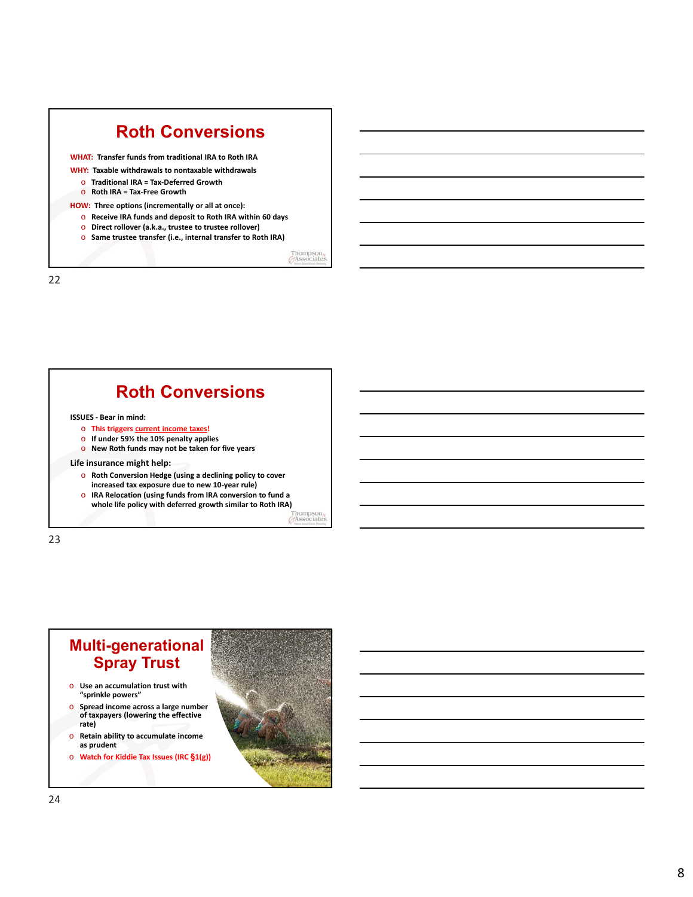## Roth Conversions

**WHAT:** Transfer funds from traditional IRA to Roth IRA

**WHY:** Taxable withdrawals to nontaxable withdrawals

- Traditional IRA = Tax-Deferred Growth
- Roth IRA = Tax-Free Growth

**HOW:** Three options (incrementally or all at once):

- Receive IRA funds and deposit to Roth IRA within 60 days
- Direct rollover (a.k.a., trustee to trustee rollover)
- Same trustee transfer (i.e., internal transfer to Roth IRA)

## Roth Conversions

**ISSUES - Bear in mind:**

- **This triggers current income taxes!**
- If under 59½ the 10% penalty applies
- New Roth funds may not be taken for five years

**Life insurance might help:**

- Roth Conversion Hedge (using a declining policy to cover increased tax exposure due to new 10-year rule)
- IRA Relocation (using funds from IRA conversion to fund a whole life policy with deferred growth similar to Roth IRA)

## Multi-generational Spray Trust

- Use an accumulation trust with "sprinkle powers"
- Spread income across a large number of taxpayers (lowering the effective rate)
- Retain ability to accumulate income as prudent
- **Watch for Kiddie Tax Issues (IRC §1(g))**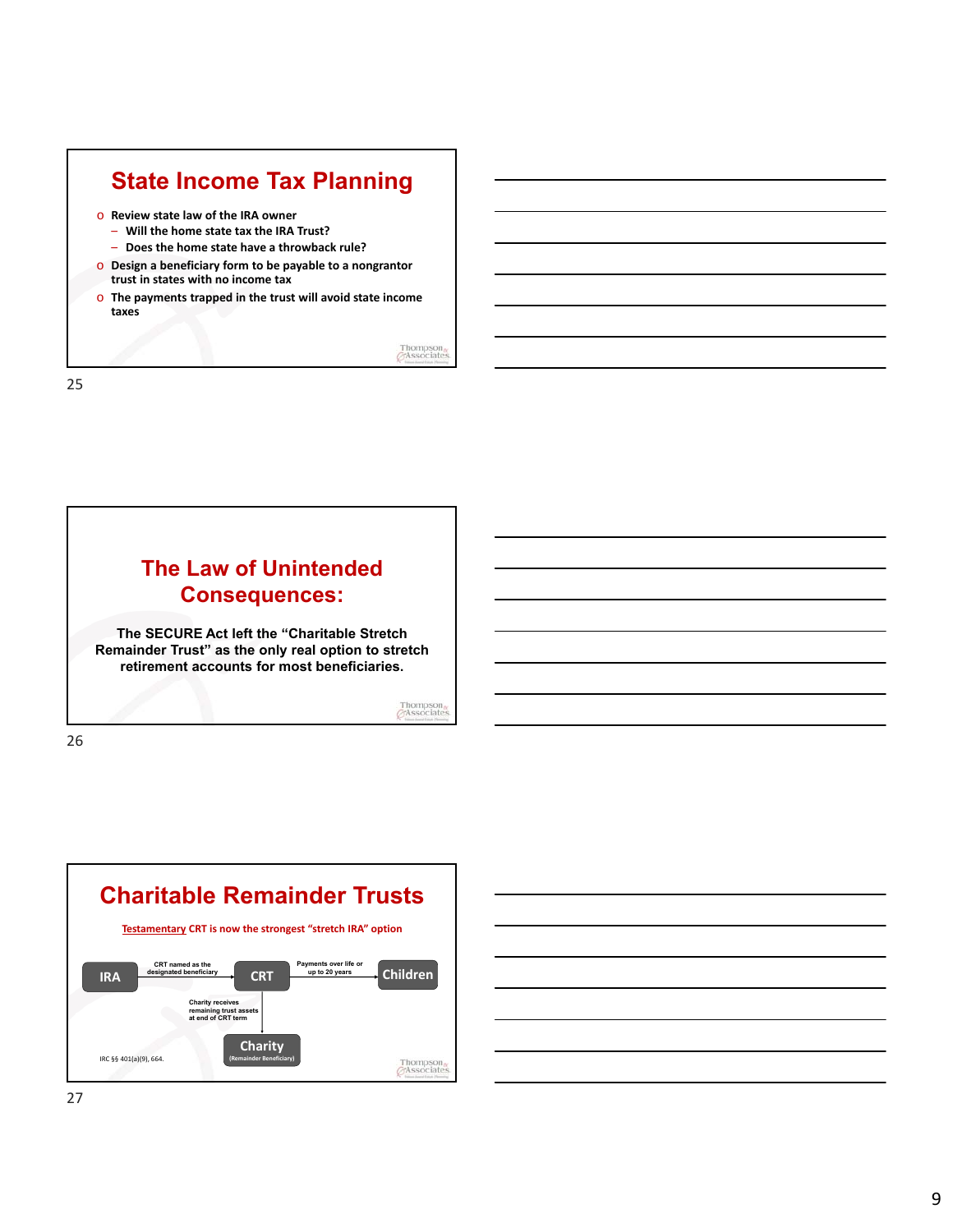## State Income Tax Planning

- Review state law of the IRA owner
  - Will the home state tax the IRA Trust?
  - Does the home state have a throwback rule?
- Design a beneficiary form to be payable to a nongrantor trust in states with no income tax
- The payments trapped in the trust will avoid state income taxes

25

## The Law of Unintended Consequences:

**The SECURE Act left the "Charitable Stretch Remainder Trust" as the only real option to stretch retirement accounts for most beneficiaries.**

26

## Charitable Remainder Trusts

Testamentary CRT is now the strongest "stretch IRA" option

IRA → (CRT named as the designated beneficiary) → CRT → (Payments over life or up to 20 years) → Children

CRT → (Charity receives remaining trust assets at end of CRT term) → Charity (Remainder Beneficiary)

IRC §§ 401(a)(9), 664.

27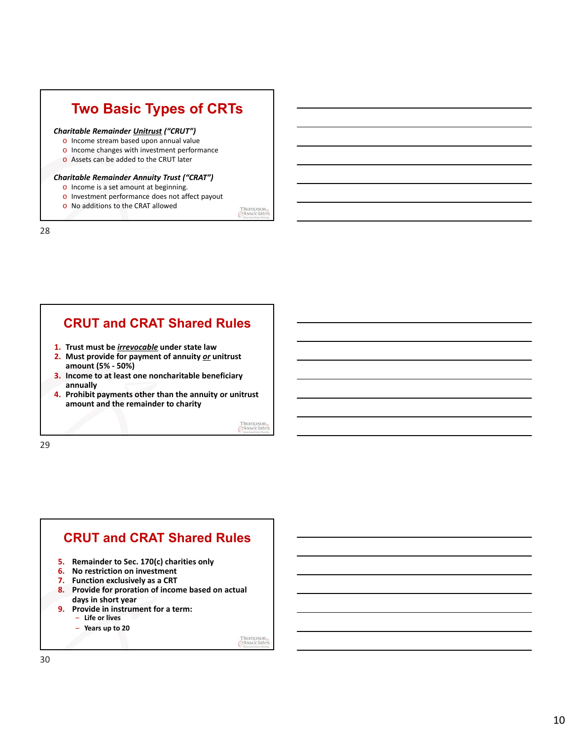## Two Basic Types of CRTs

***Charitable Remainder <u>Unitrust</u> ("CRUT")***

- Income stream based upon annual value
- Income changes with investment performance
- Assets can be added to the CRUT later

***Charitable Remainder Annuity Trust ("CRAT")***

- Income is a set amount at beginning.
- Investment performance does not affect payout
- No additions to the CRAT allowed

## CRUT and CRAT Shared Rules

1. **Trust must be *<u>irrevocable</u>* under state law**
2. **Must provide for payment of annuity *<u>or</u>* unitrust amount (5% - 50%)**
3. **Income to at least one noncharitable beneficiary annually**
4. **Prohibit payments other than the annuity or unitrust amount and the remainder to charity**

## CRUT and CRAT Shared Rules

5. **Remainder to Sec. 170(c) charities only**
6. **No restriction on investment**
7. **Function exclusively as a CRT**
8. **Provide for proration of income based on actual days in short year**
9. **Provide in instrument for a term:**
   - **Life or lives**
   - **Years up to 20**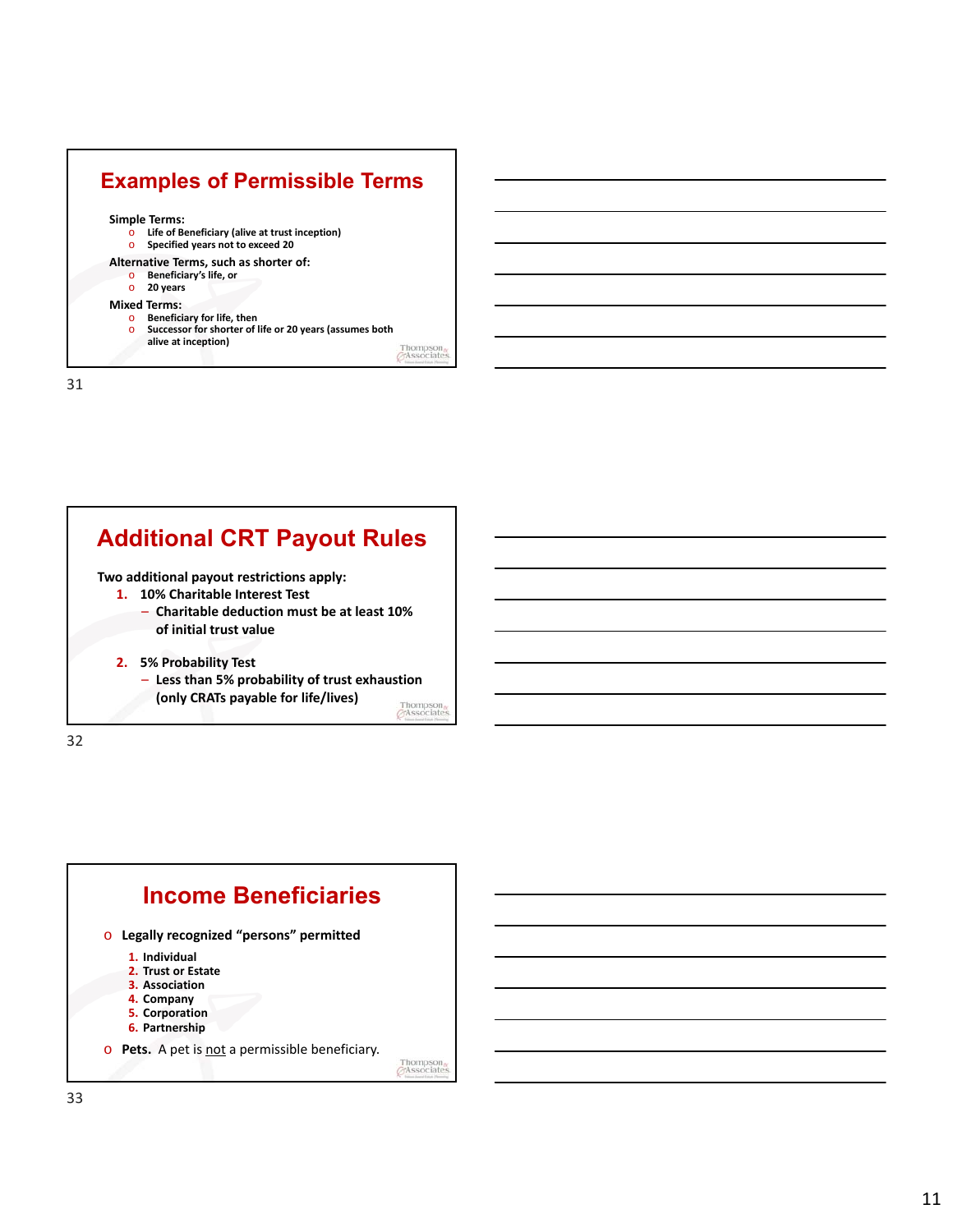## Examples of Permissible Terms

**Simple Terms:**

- **Life of Beneficiary (alive at trust inception)**
- **Specified years not to exceed 20**

**Alternative Terms, such as shorter of:**

- **Beneficiary's life, or**
- **20 years**

**Mixed Terms:**

- **Beneficiary for life, then**
- **Successor for shorter of life or 20 years (assumes both alive at inception)**

## Additional CRT Payout Rules

**Two additional payout restrictions apply:**

1. **10% Charitable Interest Test**
   - **Charitable deduction must be at least 10% of initial trust value**
2. **5% Probability Test**
   - **Less than 5% probability of trust exhaustion (only CRATs payable for life/lives)**

## Income Beneficiaries

- **Legally recognized "persons" permitted**
  1. **Individual**
  2. **Trust or Estate**
  3. **Association**
  4. **Company**
  5. **Corporation**
  6. **Partnership**
- **Pets.** A pet is not a permissible beneficiary.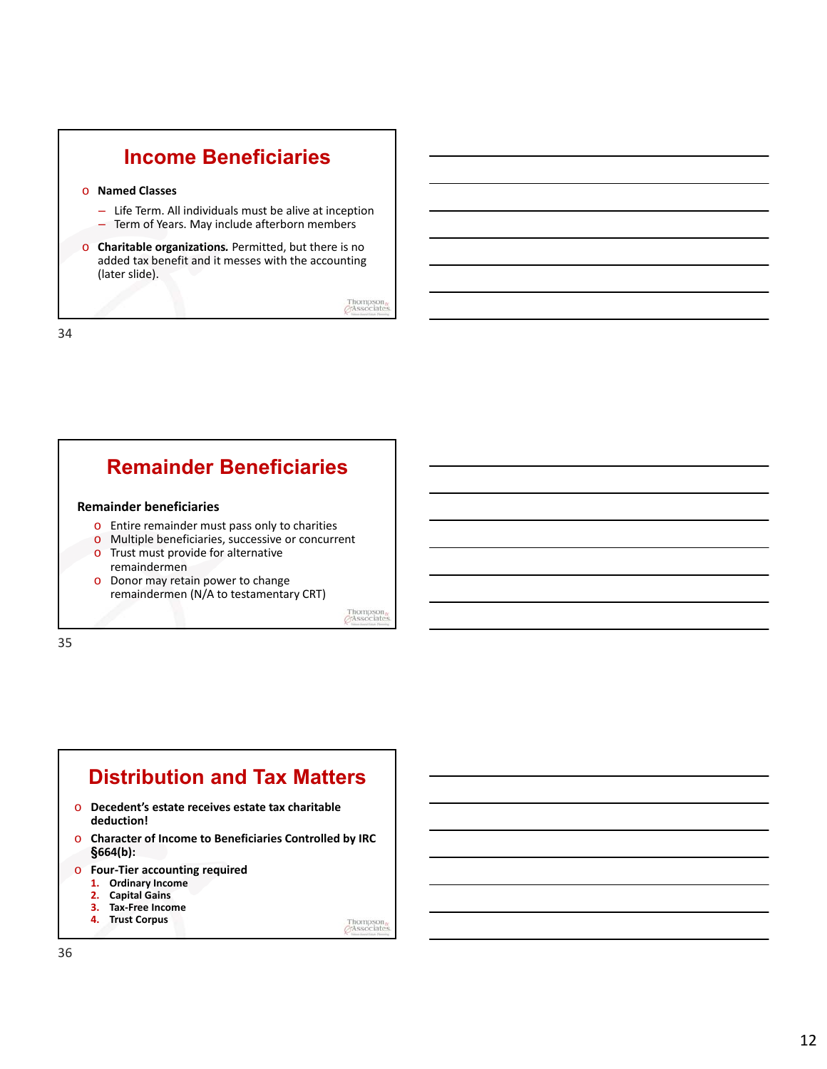## Income Beneficiaries

- **Named Classes**
  - Life Term. All individuals must be alive at inception
  - Term of Years. May include afterborn members
- **Charitable organizations.** Permitted, but there is no added tax benefit and it messes with the accounting (later slide).

## Remainder Beneficiaries

**Remainder beneficiaries**

- Entire remainder must pass only to charities
- Multiple beneficiaries, successive or concurrent
- Trust must provide for alternative remaindermen
- Donor may retain power to change remaindermen (N/A to testamentary CRT)

## Distribution and Tax Matters

- **Decedent's estate receives estate tax charitable deduction!**
- **Character of Income to Beneficiaries Controlled by IRC §664(b):**
- **Four-Tier accounting required**
  1. **Ordinary Income**
  2. **Capital Gains**
  3. **Tax-Free Income**
  4. **Trust Corpus**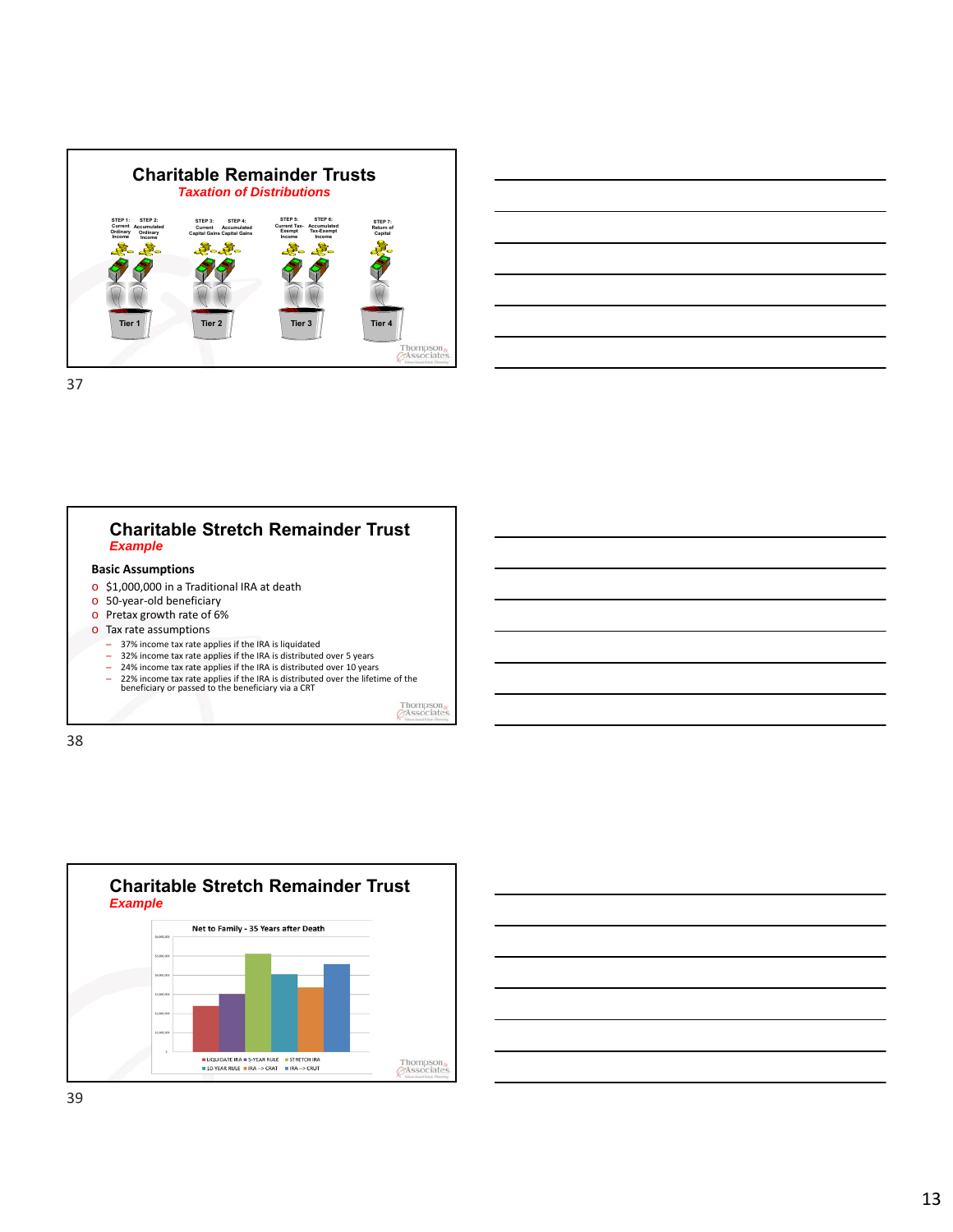## Charitable Remainder Trusts

*Taxation of Distributions*

STEP 1: Current Ordinary Income | STEP 2: Accumulated Ordinary Income | STEP 3: Current Capital Gains | STEP 4: Accumulated Capital Gains | STEP 5: Current Tax-Exempt Income | STEP 6: Accumulated Tax-Exempt Income | STEP 7: Return of Capital

Tier 1 | Tier 2 | Tier 3 | Tier 4

## Charitable Stretch Remainder Trust

*Example*

**Basic Assumptions**

- $1,000,000 in a Traditional IRA at death
- 50-year-old beneficiary
- Pretax growth rate of 6%
- Tax rate assumptions
  - 37% income tax rate applies if the IRA is liquidated
  - 32% income tax rate applies if the IRA is distributed over 5 years
  - 24% income tax rate applies if the IRA is distributed over 10 years
  - 22% income tax rate applies if the IRA is distributed over the lifetime of the beneficiary or passed to the beneficiary via a CRT

## Charitable Stretch Remainder Trust

*Example*

Net to Family - 35 Years after Death

LIQUIDATE IRA | 5-YEAR RULE | STRETCH IRA | 10-YEAR RULE | IRA --> CRAT | IRA --> CRUT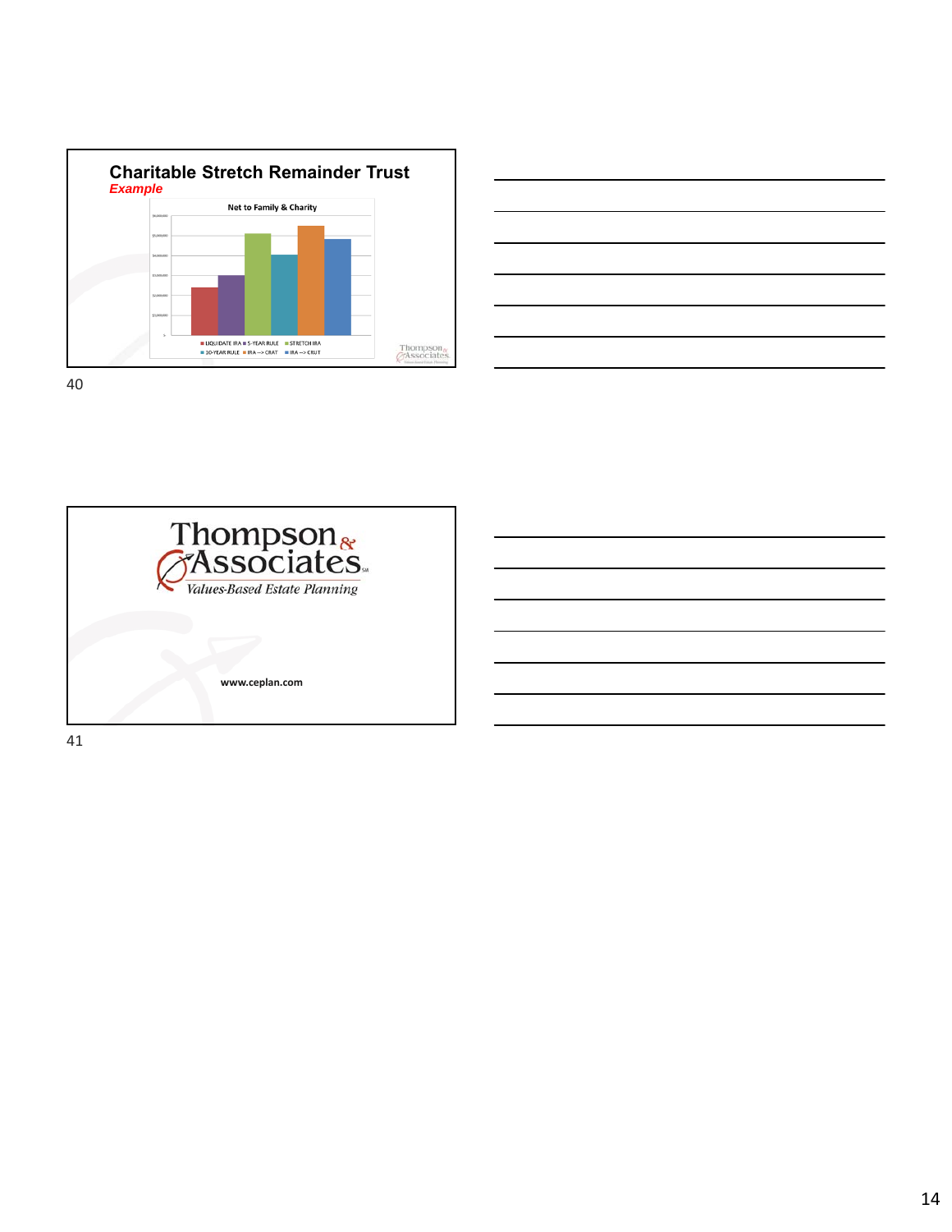## Charitable Stretch Remainder Trust

***Example***

Net to Family & Charity

LIQUIDATE IRA
5-YEAR RULE
STRETCH IRA
10-YEAR RULE
IRA --> CRAT
IRA --> CRUT

Thompson & Associates

Thompson & Associates

*Values-Based Estate Planning*

**www.ceplan.com**